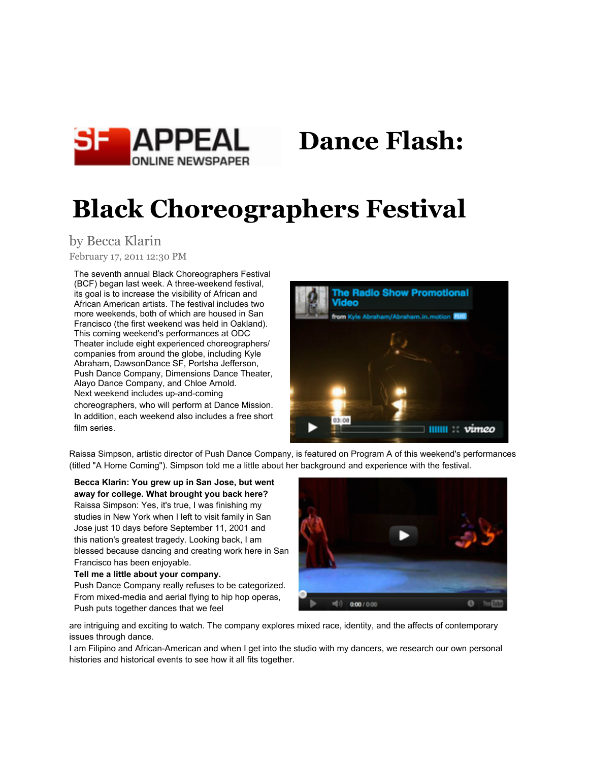SF APPEAL ONLINE NEWSPAPER

# Dance Flash: Black Choreographers Festival

by Becca Klarin

February 17, 2011 12:30 PM

The seventh annual Black Choreographers Festival (BCF) began last week. A three-weekend festival, its goal is to increase the visibility of African and African American artists. The festival includes two more weekends, both of which are housed in San Francisco (the first weekend was held in Oakland). This coming weekend's performances at ODC Theater include eight experienced choreographers/companies from around the globe, including Kyle Abraham, DawsonDance SF, Portsha Jefferson, Push Dance Company, Dimensions Dance Theater, Alayo Dance Company, and Chloe Arnold. Next weekend includes up-and-coming choreographers, who will perform at Dance Mission. In addition, each weekend also includes a free short film series.

Raissa Simpson, artistic director of Push Dance Company, is featured on Program A of this weekend's performances (titled "A Home Coming"). Simpson told me a little about her background and experience with the festival.

**Becca Klarin: You grew up in San Jose, but went away for college. What brought you back here?**

Raissa Simpson: Yes, it's true, I was finishing my studies in New York when I left to visit family in San Jose just 10 days before September 11, 2001 and this nation's greatest tragedy. Looking back, I am blessed because dancing and creating work here in San Francisco has been enjoyable.

**Tell me a little about your company.**

Push Dance Company really refuses to be categorized. From mixed-media and aerial flying to hip hop operas, Push puts together dances that we feel are intriguing and exciting to watch. The company explores mixed race, identity, and the affects of contemporary issues through dance.

I am Filipino and African-American and when I get into the studio with my dancers, we research our own personal histories and historical events to see how it all fits together.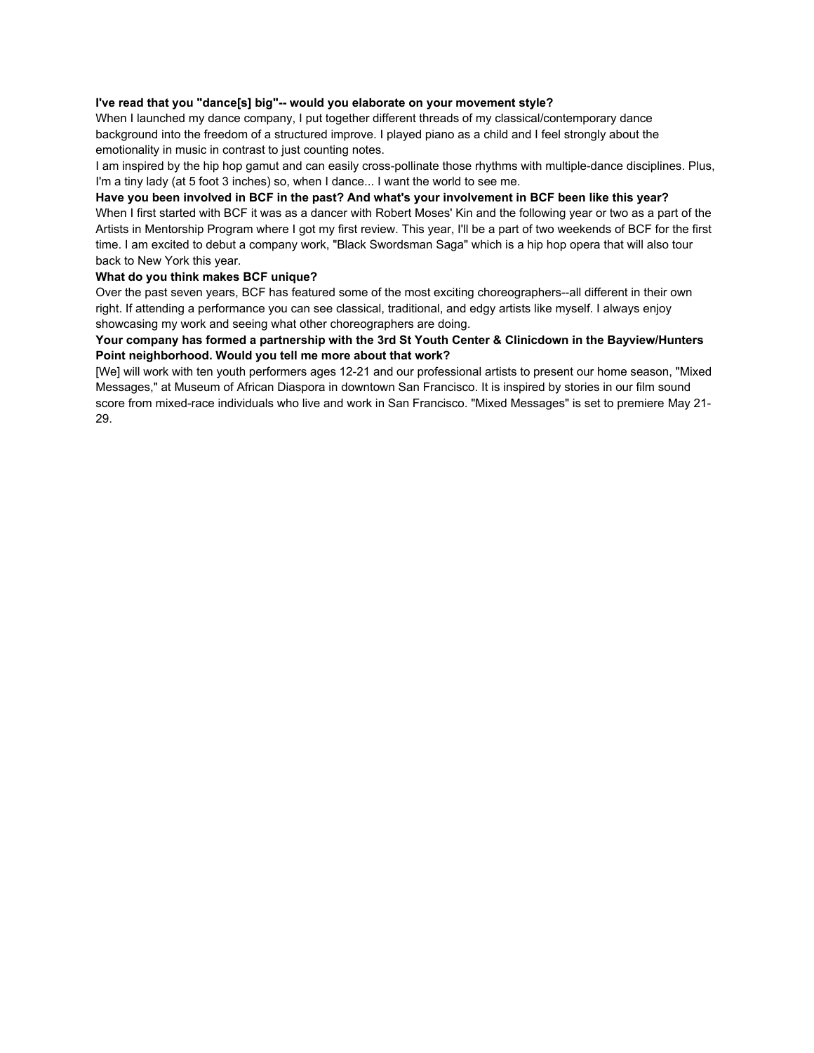**I've read that you "dance[s] big"-- would you elaborate on your movement style?**

When I launched my dance company, I put together different threads of my classical/contemporary dance background into the freedom of a structured improve. I played piano as a child and I feel strongly about the emotionality in music in contrast to just counting notes.

I am inspired by the hip hop gamut and can easily cross-pollinate those rhythms with multiple-dance disciplines. Plus, I'm a tiny lady (at 5 foot 3 inches) so, when I dance... I want the world to see me.

**Have you been involved in BCF in the past? And what's your involvement in BCF been like this year?**

When I first started with BCF it was as a dancer with Robert Moses' Kin and the following year or two as a part of the Artists in Mentorship Program where I got my first review. This year, I'll be a part of two weekends of BCF for the first time. I am excited to debut a company work, "Black Swordsman Saga" which is a hip hop opera that will also tour back to New York this year.

**What do you think makes BCF unique?**

Over the past seven years, BCF has featured some of the most exciting choreographers--all different in their own right. If attending a performance you can see classical, traditional, and edgy artists like myself. I always enjoy showcasing my work and seeing what other choreographers are doing.

**Your company has formed a partnership with the 3rd St Youth Center & Clinicdown in the Bayview/Hunters Point neighborhood. Would you tell me more about that work?**

[We] will work with ten youth performers ages 12-21 and our professional artists to present our home season, "Mixed Messages," at Museum of African Diaspora in downtown San Francisco. It is inspired by stories in our film sound score from mixed-race individuals who live and work in San Francisco. "Mixed Messages" is set to premiere May 21-29.